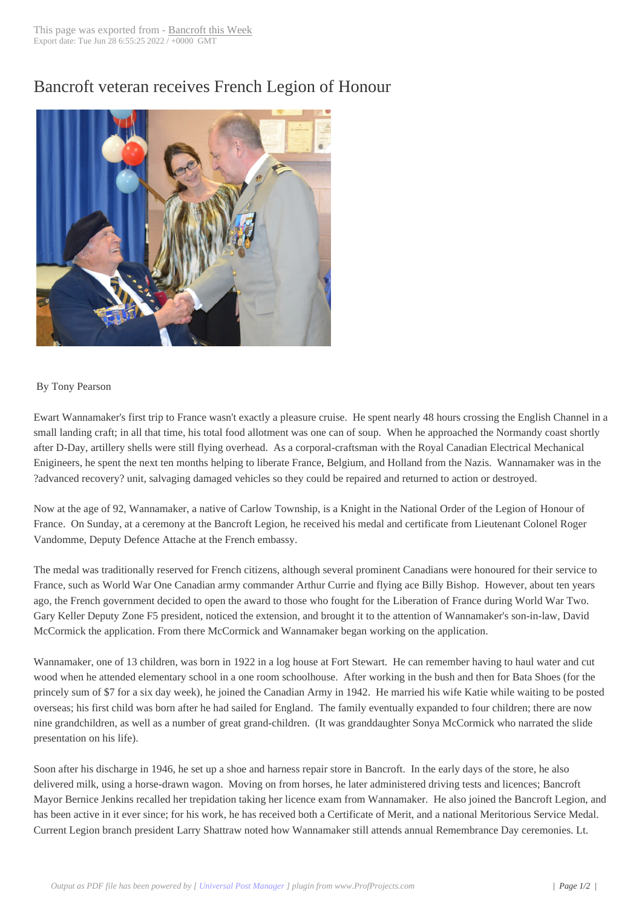# Bancroft veteran receives French Legion of Honour

By Tony Pearson

Ewart Wannamaker's first trip to France wasn't exactly a pleasure cruise. He spent nearly 48 hours crossing the English Channel in a small landing craft; in all that time, his total food allotment was one can of soup. When he approached the Normandy coast shortly after D-Day, artillery shells were still flying overhead. As a corporal-craftsman with the Royal Canadian Electrical Mechanical Enigineers, he spent the next ten months helping to liberate France, Belgium, and Holland from the Nazis. Wannamaker was in the ?advanced recovery? unit, salvaging damaged vehicles so they could be repaired and returned to action or destroyed.

Now at the age of 92, Wannamaker, a native of Carlow Township, is a Knight in the National Order of the Legion of Honour of France. On Sunday, at a ceremony at the Bancroft Legion, he received his medal and certificate from Lieutenant Colonel Roger Vandomme, Deputy Defence Attache at the French embassy.

The medal was traditionally reserved for French citizens, although several prominent Canadians were honoured for their service to France, such as World War One Canadian army commander Arthur Currie and flying ace Billy Bishop. However, about ten years ago, the French government decided to open the award to those who fought for the Liberation of France during World War Two. Gary Keller Deputy Zone F5 president, noticed the extension, and brought it to the attention of Wannamaker's son-in-law, David McCormick the application. From there McCormick and Wannamaker began working on the application.

Wannamaker, one of 13 children, was born in 1922 in a log house at Fort Stewart. He can remember having to haul water and cut wood when he attended elementary school in a one room schoolhouse. After working in the bush and then for Bata Shoes (for the princely sum of $7 for a six day week), he joined the Canadian Army in 1942. He married his wife Katie while waiting to be posted overseas; his first child was born after he had sailed for England. The family eventually expanded to four children; there are now nine grandchildren, as well as a number of great grand-children. (It was granddaughter Sonya McCormick who narrated the slide presentation on his life).

Soon after his discharge in 1946, he set up a shoe and harness repair store in Bancroft. In the early days of the store, he also delivered milk, using a horse-drawn wagon. Moving on from horses, he later administered driving tests and licences; Bancroft Mayor Bernice Jenkins recalled her trepidation taking her licence exam from Wannamaker. He also joined the Bancroft Legion, and has been active in it ever since; for his work, he has received both a Certificate of Merit, and a national Meritorious Service Medal. Current Legion branch president Larry Shattraw noted how Wannamaker still attends annual Remembrance Day ceremonies. Lt.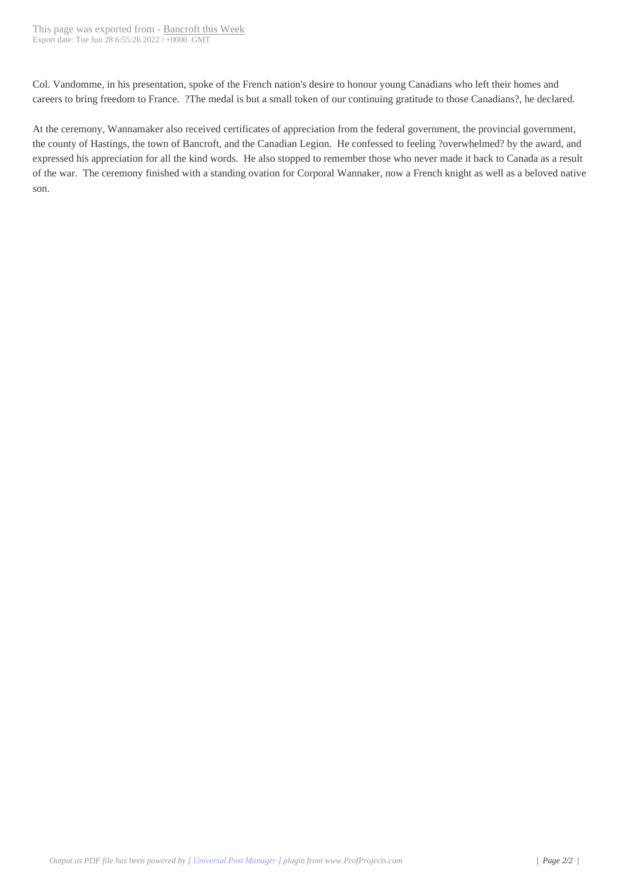Col. Vandomme, in his presentation, spoke of the French nation's desire to honour young Canadians who left their homes and careers to bring freedom to France. ?The medal is but a small token of our continuing gratitude to those Canadians?, he declared.

At the ceremony, Wannamaker also received certificates of appreciation from the federal government, the provincial government, the county of Hastings, the town of Bancroft, and the Canadian Legion. He confessed to feeling ?overwhelmed? by the award, and expressed his appreciation for all the kind words. He also stopped to remember those who never made it back to Canada as a result of the war. The ceremony finished with a standing ovation for Corporal Wannaker, now a French knight as well as a beloved native son.